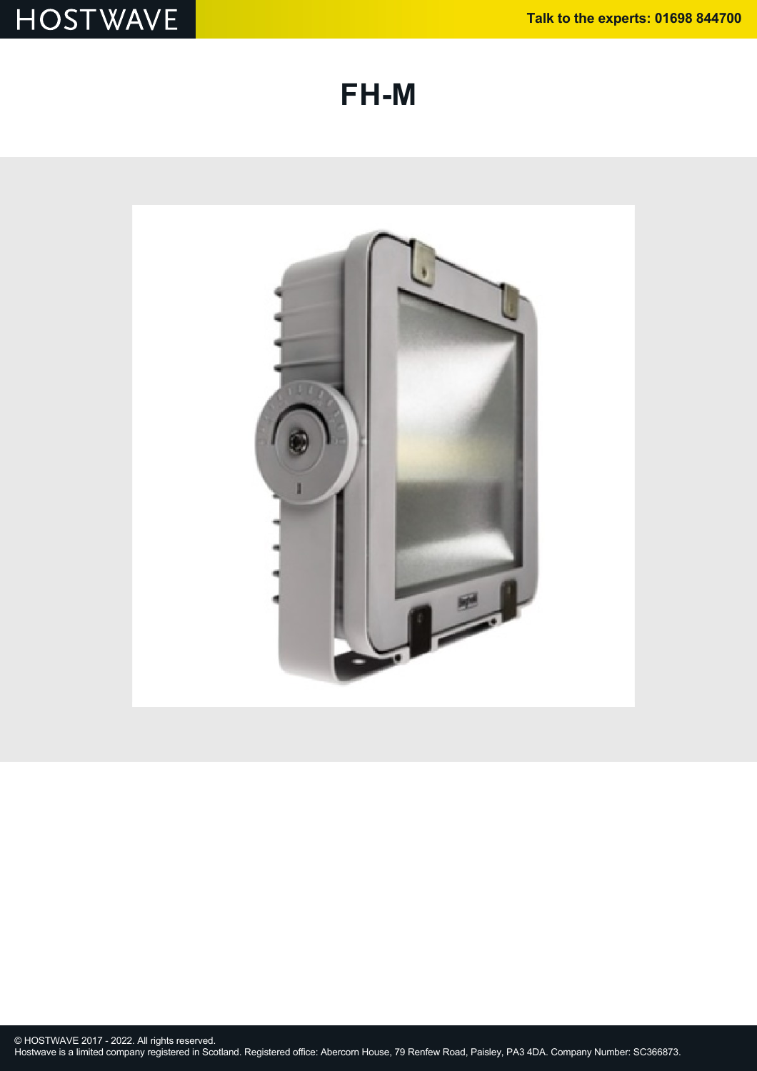# FH-M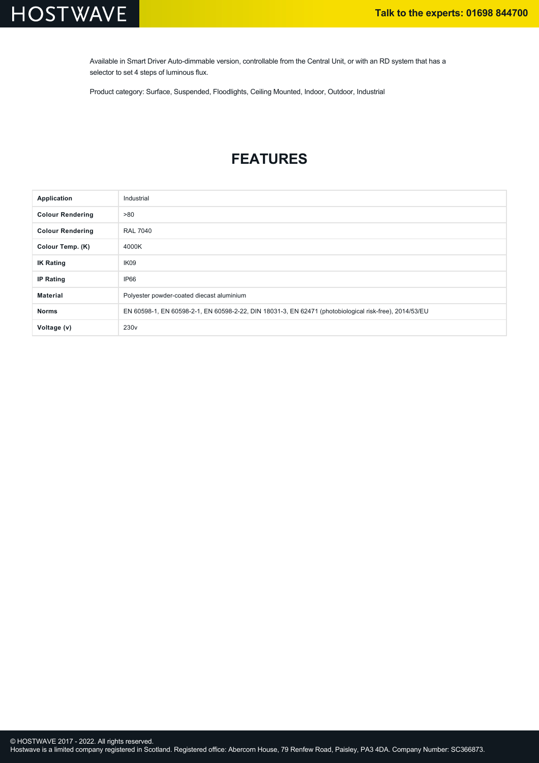Available in Smart Driver Auto-dimmable version, controllable from the Central Unit, or with an RD system that has a selector to set 4 steps of luminous flux.

Product category: Surface, Suspended, Floodlights, Ceiling Mounted, Indoor, Outdoor, Industrial

## FEATURES

| | |
|---|---|
| **Application** | Industrial |
| **Colour Rendering** | >80 |
| **Colour Rendering** | RAL 7040 |
| **Colour Temp. (K)** | 4000K |
| **IK Rating** | IK09 |
| **IP Rating** | IP66 |
| **Material** | Polyester powder-coated diecast aluminium |
| **Norms** | EN 60598-1, EN 60598-2-1, EN 60598-2-22, DIN 18031-3, EN 62471 (photobiological risk-free), 2014/53/EU |
| **Voltage (v)** | 230v |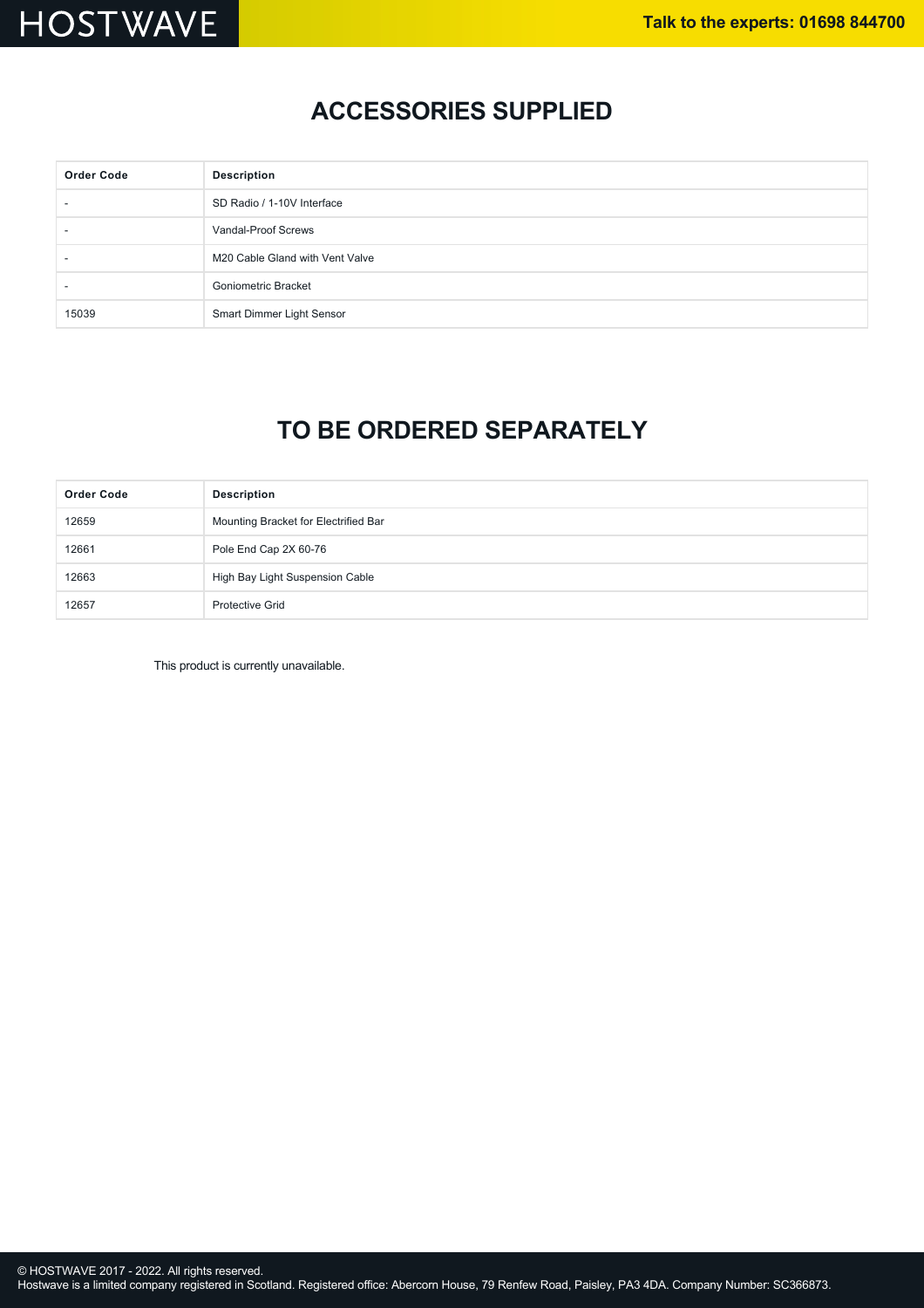## ACCESSORIES SUPPLIED

| Order Code | Description |
| --- | --- |
| - | SD Radio / 1-10V Interface |
| - | Vandal-Proof Screws |
| - | M20 Cable Gland with Vent Valve |
| - | Goniometric Bracket |
| 15039 | Smart Dimmer Light Sensor |

## TO BE ORDERED SEPARATELY

| Order Code | Description |
| --- | --- |
| 12659 | Mounting Bracket for Electrified Bar |
| 12661 | Pole End Cap 2X 60-76 |
| 12663 | High Bay Light Suspension Cable |
| 12657 | Protective Grid |

This product is currently unavailable.